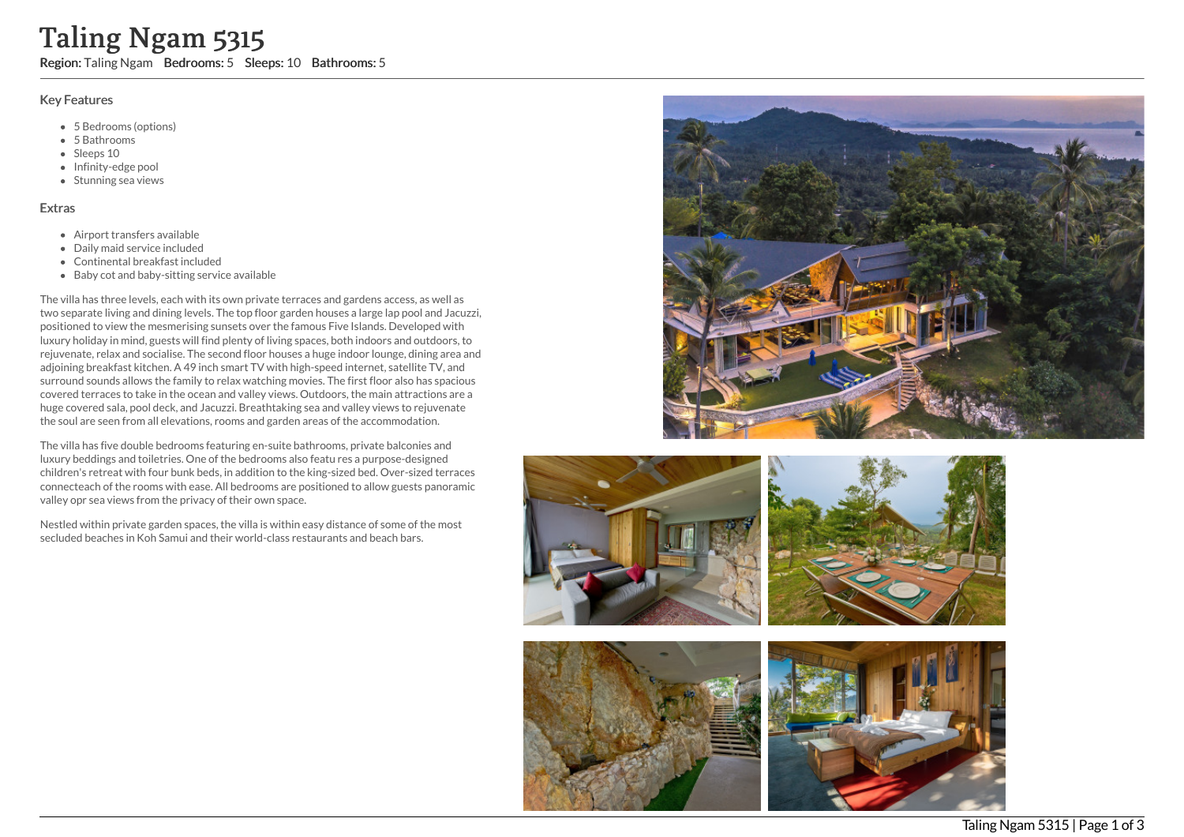# Taling Ngam 5315

**Region:** Taling Ngam **Bedrooms:** 5 **Sleeps:** 10 **Bathrooms:** 5

## Key Features

- 5 Bedrooms (options)
- 5 Bathrooms
- Sleeps 10
- Infinity-edge pool
- Stunning sea views

## Extras

- Airport transfers available
- Daily maid service included
- Continental breakfast included
- Baby cot and baby-sitting service available

The villa has three levels, each with its own private terraces and gardens access, as well as two separate living and dining levels. The top floor garden houses a large lap pool and Jacuzzi, positioned to view the mesmerising sunsets over the famous Five Islands. Developed with luxury holiday in mind, guests will find plenty of living spaces, both indoors and outdoors, to rejuvenate, relax and socialise. The second floor houses a huge indoor lounge, dining area and adjoining breakfast kitchen. A 49 inch smart TV with high-speed internet, satellite TV, and surround sounds allows the family to relax watching movies. The first floor also has spacious covered terraces to take in the ocean and valley views. Outdoors, the main attractions are a huge covered sala, pool deck, and Jacuzzi. Breathtaking sea and valley views to rejuvenate the soul are seen from all elevations, rooms and garden areas of the accommodation.

The villa has five double bedrooms featuring en-suite bathrooms, private balconies and luxury beddings and toiletries. One of the bedrooms also featu res a purpose-designed children's retreat with four bunk beds, in addition to the king-sized bed. Over-sized terraces connecteach of the rooms with ease. All bedrooms are positioned to allow guests panoramic valley opr sea views from the privacy of their own space.

Nestled within private garden spaces, the villa is within easy distance of some of the most secluded beaches in Koh Samui and their world-class restaurants and beach bars.